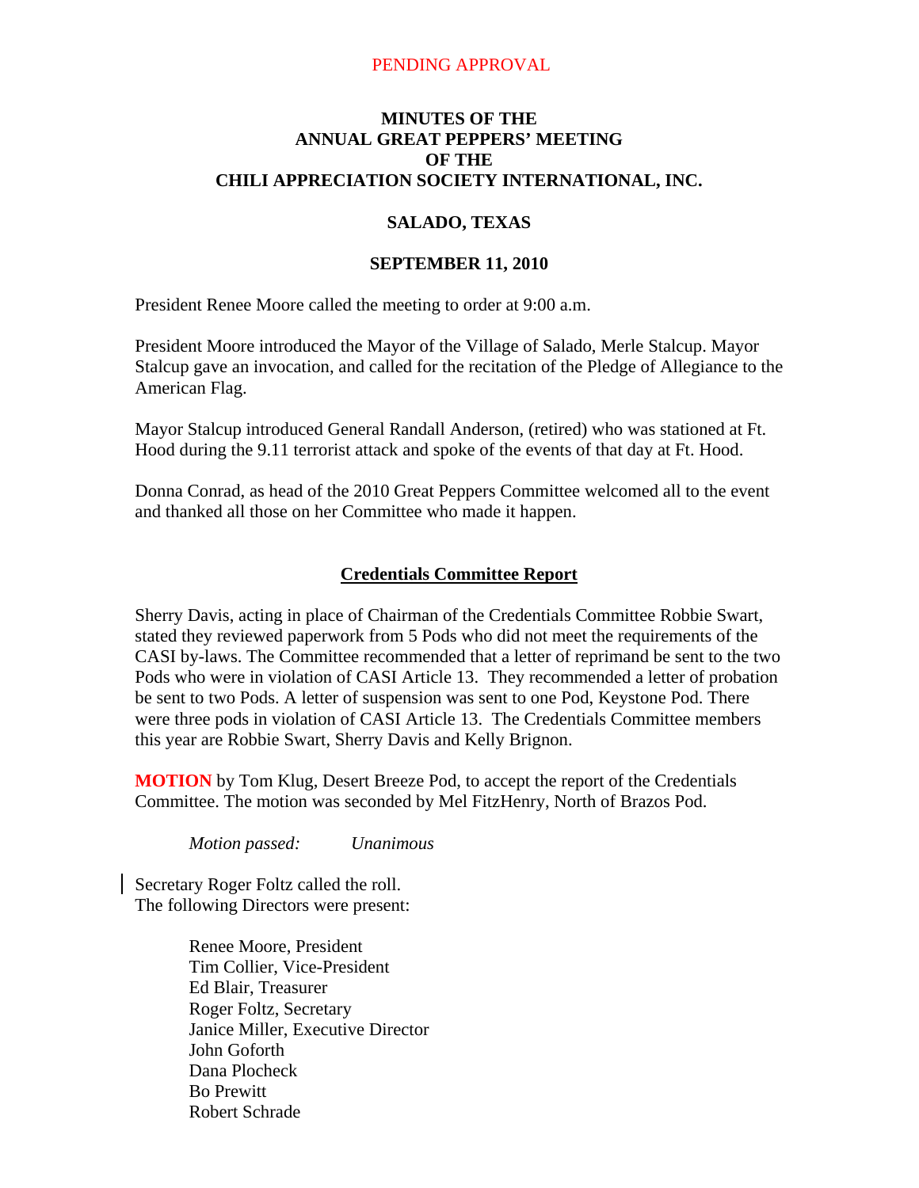PENDING APPROVAL

**MINUTES OF THE**
**ANNUAL GREAT PEPPERS' MEETING**
**OF THE**
**CHILI APPRECIATION SOCIETY INTERNATIONAL, INC.**

**SALADO, TEXAS**

**SEPTEMBER 11, 2010**

President Renee Moore called the meeting to order at 9:00 a.m.

President Moore introduced the Mayor of the Village of Salado, Merle Stalcup. Mayor Stalcup gave an invocation, and called for the recitation of the Pledge of Allegiance to the American Flag.

Mayor Stalcup introduced General Randall Anderson, (retired) who was stationed at Ft. Hood during the 9.11 terrorist attack and spoke of the events of that day at Ft. Hood.

Donna Conrad, as head of the 2010 Great Peppers Committee welcomed all to the event and thanked all those on her Committee who made it happen.

## Credentials Committee Report

Sherry Davis, acting in place of Chairman of the Credentials Committee Robbie Swart, stated they reviewed paperwork from 5 Pods who did not meet the requirements of the CASI by-laws. The Committee recommended that a letter of reprimand be sent to the two Pods who were in violation of CASI Article 13. They recommended a letter of probation be sent to two Pods. A letter of suspension was sent to one Pod, Keystone Pod. There were three pods in violation of CASI Article 13. The Credentials Committee members this year are Robbie Swart, Sherry Davis and Kelly Brignon.

**MOTION** by Tom Klug, Desert Breeze Pod, to accept the report of the Credentials Committee. The motion was seconded by Mel FitzHenry, North of Brazos Pod.

*Motion passed: Unanimous*

Secretary Roger Foltz called the roll.
The following Directors were present:

Renee Moore, President
Tim Collier, Vice-President
Ed Blair, Treasurer
Roger Foltz, Secretary
Janice Miller, Executive Director
John Goforth
Dana Plocheck
Bo Prewitt
Robert Schrade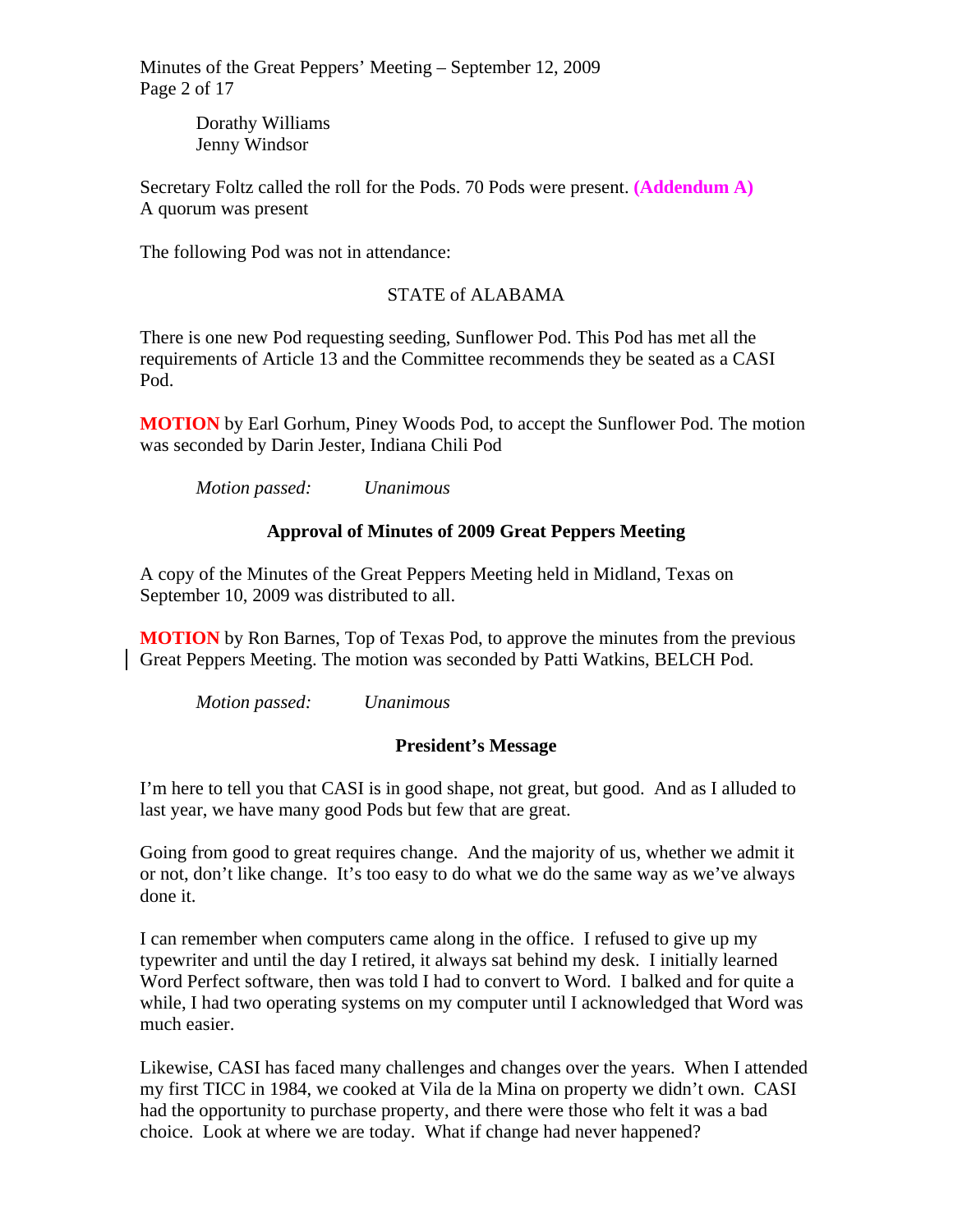Dorathy Williams
Jenny Windsor

Secretary Foltz called the roll for the Pods. 70 Pods were present. **(Addendum A)**
A quorum was present

The following Pod was not in attendance:

STATE of ALABAMA

There is one new Pod requesting seeding, Sunflower Pod. This Pod has met all the requirements of Article 13 and the Committee recommends they be seated as a CASI Pod.

**MOTION** by Earl Gorhum, Piney Woods Pod, to accept the Sunflower Pod. The motion was seconded by Darin Jester, Indiana Chili Pod

*Motion passed:* *Unanimous*

### Approval of Minutes of 2009 Great Peppers Meeting

A copy of the Minutes of the Great Peppers Meeting held in Midland, Texas on September 10, 2009 was distributed to all.

**MOTION** by Ron Barnes, Top of Texas Pod, to approve the minutes from the previous Great Peppers Meeting. The motion was seconded by Patti Watkins, BELCH Pod.

*Motion passed:* *Unanimous*

### President's Message

I'm here to tell you that CASI is in good shape, not great, but good. And as I alluded to last year, we have many good Pods but few that are great.

Going from good to great requires change. And the majority of us, whether we admit it or not, don't like change. It's too easy to do what we do the same way as we've always done it.

I can remember when computers came along in the office. I refused to give up my typewriter and until the day I retired, it always sat behind my desk. I initially learned Word Perfect software, then was told I had to convert to Word. I balked and for quite a while, I had two operating systems on my computer until I acknowledged that Word was much easier.

Likewise, CASI has faced many challenges and changes over the years. When I attended my first TICC in 1984, we cooked at Vila de la Mina on property we didn't own. CASI had the opportunity to purchase property, and there were those who felt it was a bad choice. Look at where we are today. What if change had never happened?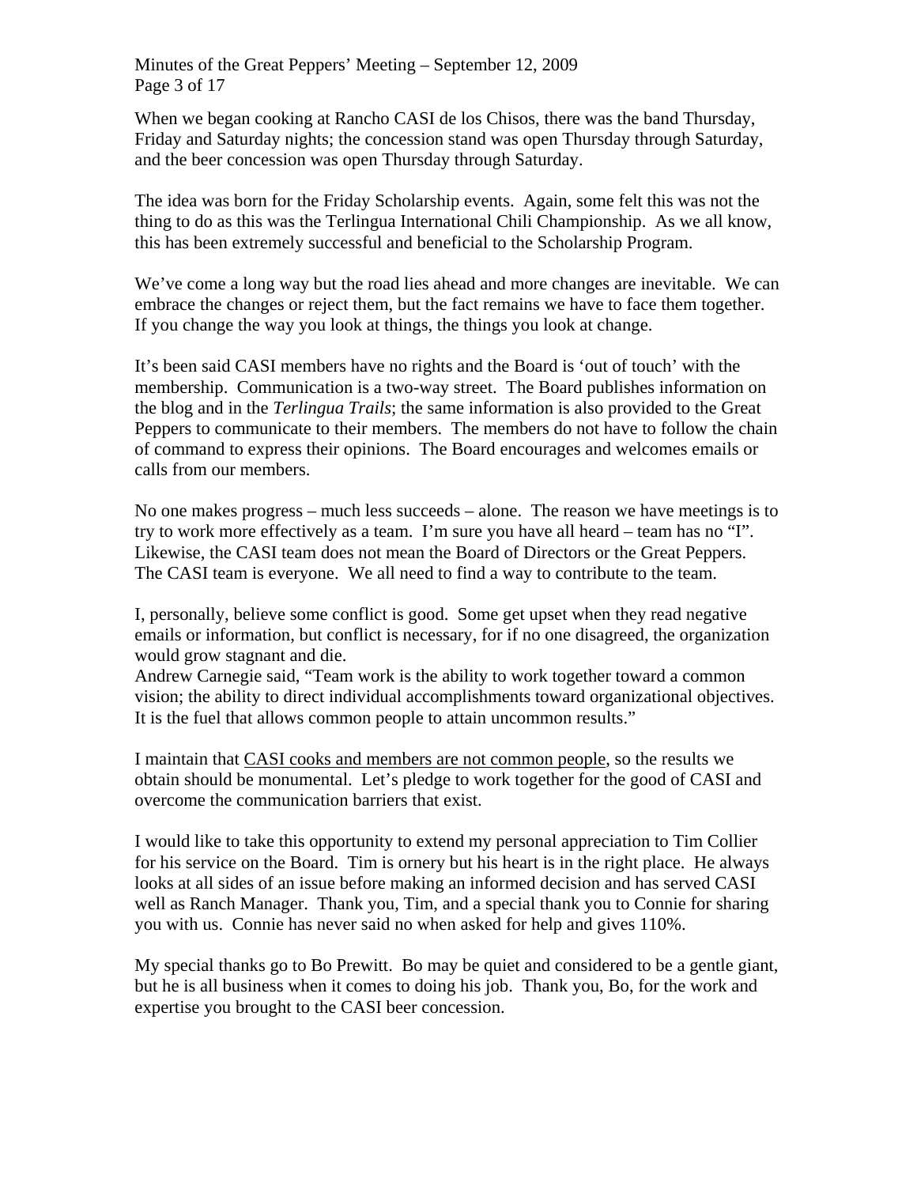When we began cooking at Rancho CASI de los Chisos, there was the band Thursday, Friday and Saturday nights; the concession stand was open Thursday through Saturday, and the beer concession was open Thursday through Saturday.

The idea was born for the Friday Scholarship events. Again, some felt this was not the thing to do as this was the Terlingua International Chili Championship. As we all know, this has been extremely successful and beneficial to the Scholarship Program.

We've come a long way but the road lies ahead and more changes are inevitable. We can embrace the changes or reject them, but the fact remains we have to face them together. If you change the way you look at things, the things you look at change.

It's been said CASI members have no rights and the Board is 'out of touch' with the membership. Communication is a two-way street. The Board publishes information on the blog and in the *Terlingua Trails*; the same information is also provided to the Great Peppers to communicate to their members. The members do not have to follow the chain of command to express their opinions. The Board encourages and welcomes emails or calls from our members.

No one makes progress – much less succeeds – alone. The reason we have meetings is to try to work more effectively as a team. I'm sure you have all heard – team has no "I". Likewise, the CASI team does not mean the Board of Directors or the Great Peppers. The CASI team is everyone. We all need to find a way to contribute to the team.

I, personally, believe some conflict is good. Some get upset when they read negative emails or information, but conflict is necessary, for if no one disagreed, the organization would grow stagnant and die.
Andrew Carnegie said, "Team work is the ability to work together toward a common vision; the ability to direct individual accomplishments toward organizational objectives. It is the fuel that allows common people to attain uncommon results."

I maintain that <u>CASI cooks and members are not common people</u>, so the results we obtain should be monumental. Let's pledge to work together for the good of CASI and overcome the communication barriers that exist.

I would like to take this opportunity to extend my personal appreciation to Tim Collier for his service on the Board. Tim is ornery but his heart is in the right place. He always looks at all sides of an issue before making an informed decision and has served CASI well as Ranch Manager. Thank you, Tim, and a special thank you to Connie for sharing you with us. Connie has never said no when asked for help and gives 110%.

My special thanks go to Bo Prewitt. Bo may be quiet and considered to be a gentle giant, but he is all business when it comes to doing his job. Thank you, Bo, for the work and expertise you brought to the CASI beer concession.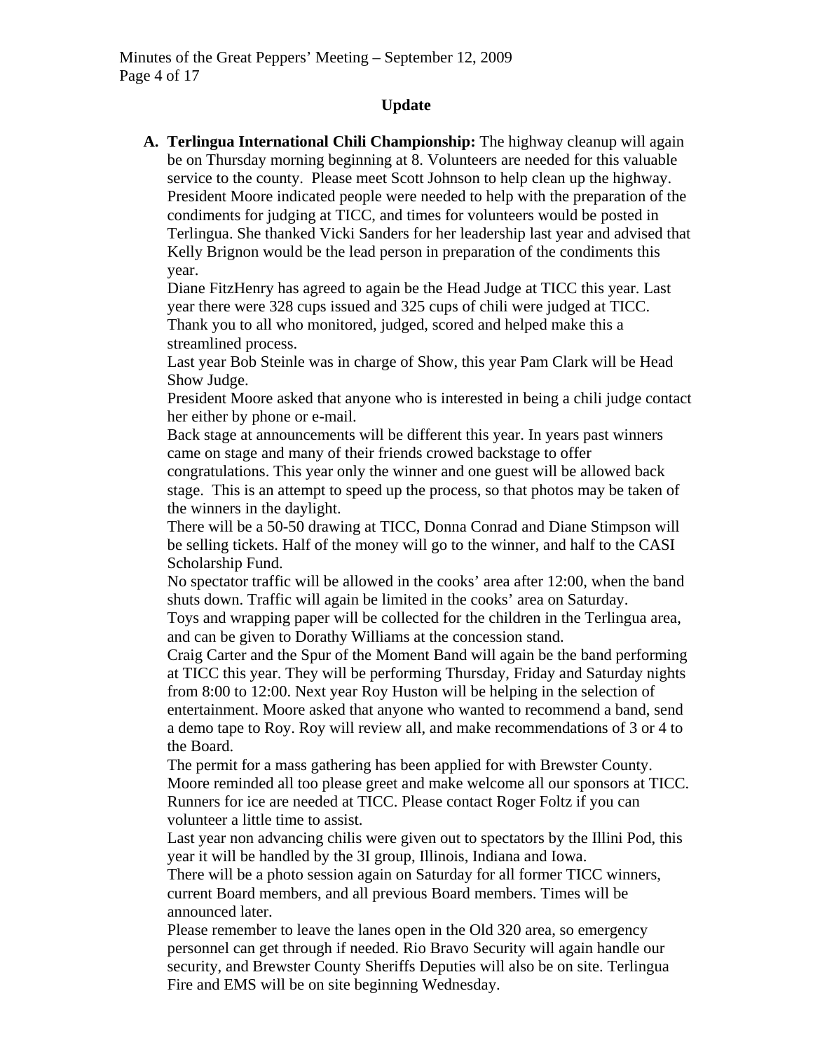## Update

**A. Terlingua International Chili Championship:** The highway cleanup will again be on Thursday morning beginning at 8. Volunteers are needed for this valuable service to the county. Please meet Scott Johnson to help clean up the highway. President Moore indicated people were needed to help with the preparation of the condiments for judging at TICC, and times for volunteers would be posted in Terlingua. She thanked Vicki Sanders for her leadership last year and advised that Kelly Brignon would be the lead person in preparation of the condiments this year.

Diane FitzHenry has agreed to again be the Head Judge at TICC this year. Last year there were 328 cups issued and 325 cups of chili were judged at TICC. Thank you to all who monitored, judged, scored and helped make this a streamlined process.

Last year Bob Steinle was in charge of Show, this year Pam Clark will be Head Show Judge.

President Moore asked that anyone who is interested in being a chili judge contact her either by phone or e-mail.

Back stage at announcements will be different this year. In years past winners came on stage and many of their friends crowed backstage to offer congratulations. This year only the winner and one guest will be allowed back stage. This is an attempt to speed up the process, so that photos may be taken of the winners in the daylight.

There will be a 50-50 drawing at TICC, Donna Conrad and Diane Stimpson will be selling tickets. Half of the money will go to the winner, and half to the CASI Scholarship Fund.

No spectator traffic will be allowed in the cooks' area after 12:00, when the band shuts down. Traffic will again be limited in the cooks' area on Saturday.

Toys and wrapping paper will be collected for the children in the Terlingua area, and can be given to Dorathy Williams at the concession stand.

Craig Carter and the Spur of the Moment Band will again be the band performing at TICC this year. They will be performing Thursday, Friday and Saturday nights from 8:00 to 12:00. Next year Roy Huston will be helping in the selection of entertainment. Moore asked that anyone who wanted to recommend a band, send a demo tape to Roy. Roy will review all, and make recommendations of 3 or 4 to the Board.

The permit for a mass gathering has been applied for with Brewster County.

Moore reminded all too please greet and make welcome all our sponsors at TICC.

Runners for ice are needed at TICC. Please contact Roger Foltz if you can volunteer a little time to assist.

Last year non advancing chilis were given out to spectators by the Illini Pod, this year it will be handled by the 3I group, Illinois, Indiana and Iowa.

There will be a photo session again on Saturday for all former TICC winners, current Board members, and all previous Board members. Times will be announced later.

Please remember to leave the lanes open in the Old 320 area, so emergency personnel can get through if needed. Rio Bravo Security will again handle our security, and Brewster County Sheriffs Deputies will also be on site. Terlingua Fire and EMS will be on site beginning Wednesday.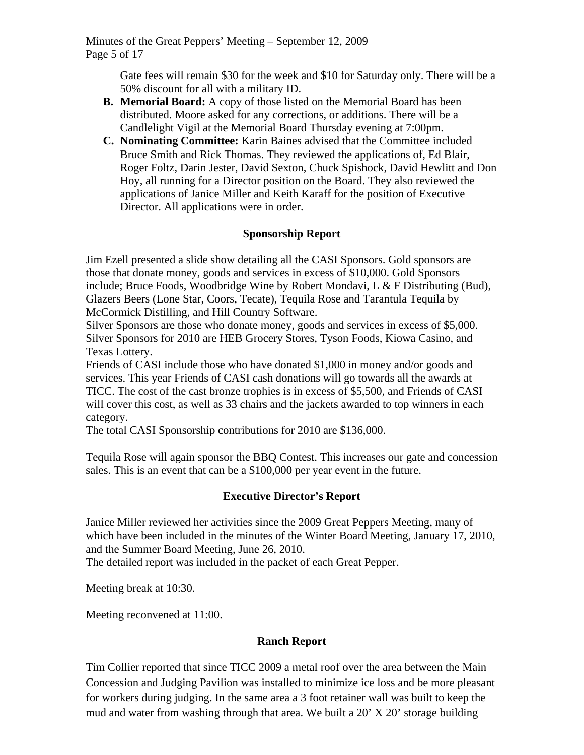Gate fees will remain $30 for the week and $10 for Saturday only. There will be a 50% discount for all with a military ID.

B. **Memorial Board:** A copy of those listed on the Memorial Board has been distributed. Moore asked for any corrections, or additions. There will be a Candlelight Vigil at the Memorial Board Thursday evening at 7:00pm.

C. **Nominating Committee:** Karin Baines advised that the Committee included Bruce Smith and Rick Thomas. They reviewed the applications of, Ed Blair, Roger Foltz, Darin Jester, David Sexton, Chuck Spishock, David Hewlitt and Don Hoy, all running for a Director position on the Board. They also reviewed the applications of Janice Miller and Keith Karaff for the position of Executive Director. All applications were in order.

## Sponsorship Report

Jim Ezell presented a slide show detailing all the CASI Sponsors. Gold sponsors are those that donate money, goods and services in excess of $10,000. Gold Sponsors include; Bruce Foods, Woodbridge Wine by Robert Mondavi, L & F Distributing (Bud), Glazers Beers (Lone Star, Coors, Tecate), Tequila Rose and Tarantula Tequila by McCormick Distilling, and Hill Country Software.
Silver Sponsors are those who donate money, goods and services in excess of $5,000. Silver Sponsors for 2010 are HEB Grocery Stores, Tyson Foods, Kiowa Casino, and Texas Lottery.
Friends of CASI include those who have donated $1,000 in money and/or goods and services. This year Friends of CASI cash donations will go towards all the awards at TICC. The cost of the cast bronze trophies is in excess of $5,500, and Friends of CASI will cover this cost, as well as 33 chairs and the jackets awarded to top winners in each category.
The total CASI Sponsorship contributions for 2010 are $136,000.

Tequila Rose will again sponsor the BBQ Contest. This increases our gate and concession sales. This is an event that can be a $100,000 per year event in the future.

## Executive Director's Report

Janice Miller reviewed her activities since the 2009 Great Peppers Meeting, many of which have been included in the minutes of the Winter Board Meeting, January 17, 2010, and the Summer Board Meeting, June 26, 2010.
The detailed report was included in the packet of each Great Pepper.

Meeting break at 10:30.

Meeting reconvened at 11:00.

## Ranch Report

Tim Collier reported that since TICC 2009 a metal roof over the area between the Main Concession and Judging Pavilion was installed to minimize ice loss and be more pleasant for workers during judging. In the same area a 3 foot retainer wall was built to keep the mud and water from washing through that area. We built a 20' X 20' storage building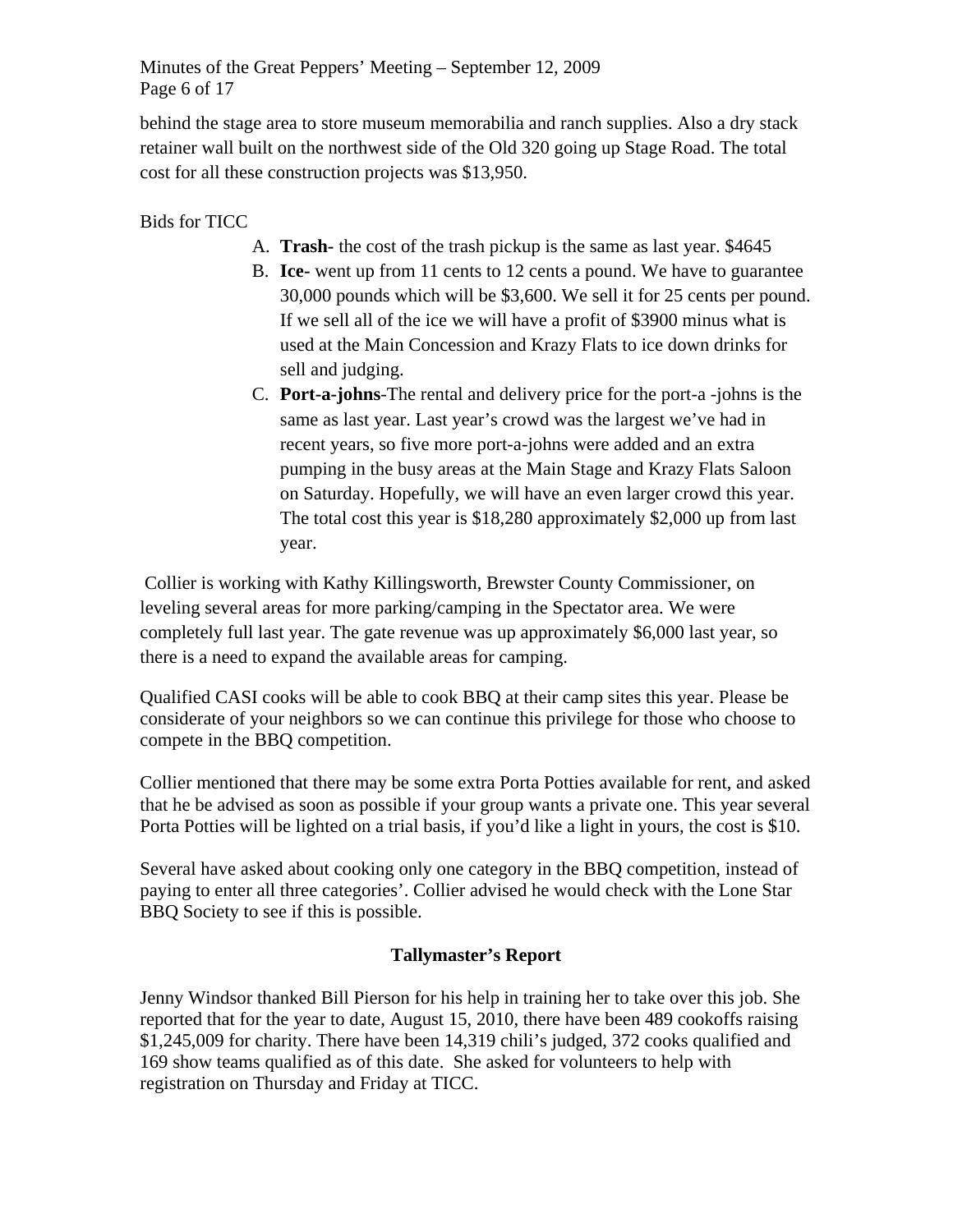behind the stage area to store museum memorabilia and ranch supplies. Also a dry stack retainer wall built on the northwest side of the Old 320 going up Stage Road. The total cost for all these construction projects was $13,950.

Bids for TICC

A. **Trash-** the cost of the trash pickup is the same as last year. $4645
B. **Ice-** went up from 11 cents to 12 cents a pound. We have to guarantee 30,000 pounds which will be $3,600. We sell it for 25 cents per pound. If we sell all of the ice we will have a profit of $3900 minus what is used at the Main Concession and Krazy Flats to ice down drinks for sell and judging.
C. **Port-a-johns-**The rental and delivery price for the port-a -johns is the same as last year. Last year's crowd was the largest we've had in recent years, so five more port-a-johns were added and an extra pumping in the busy areas at the Main Stage and Krazy Flats Saloon on Saturday. Hopefully, we will have an even larger crowd this year. The total cost this year is $18,280 approximately $2,000 up from last year.

Collier is working with Kathy Killingsworth, Brewster County Commissioner, on leveling several areas for more parking/camping in the Spectator area. We were completely full last year. The gate revenue was up approximately $6,000 last year, so there is a need to expand the available areas for camping.

Qualified CASI cooks will be able to cook BBQ at their camp sites this year. Please be considerate of your neighbors so we can continue this privilege for those who choose to compete in the BBQ competition.

Collier mentioned that there may be some extra Porta Potties available for rent, and asked that he be advised as soon as possible if your group wants a private one. This year several Porta Potties will be lighted on a trial basis, if you'd like a light in yours, the cost is $10.

Several have asked about cooking only one category in the BBQ competition, instead of paying to enter all three categories'. Collier advised he would check with the Lone Star BBQ Society to see if this is possible.

## Tallymaster's Report

Jenny Windsor thanked Bill Pierson for his help in training her to take over this job. She reported that for the year to date, August 15, 2010, there have been 489 cookoffs raising $1,245,009 for charity. There have been 14,319 chili's judged, 372 cooks qualified and 169 show teams qualified as of this date. She asked for volunteers to help with registration on Thursday and Friday at TICC.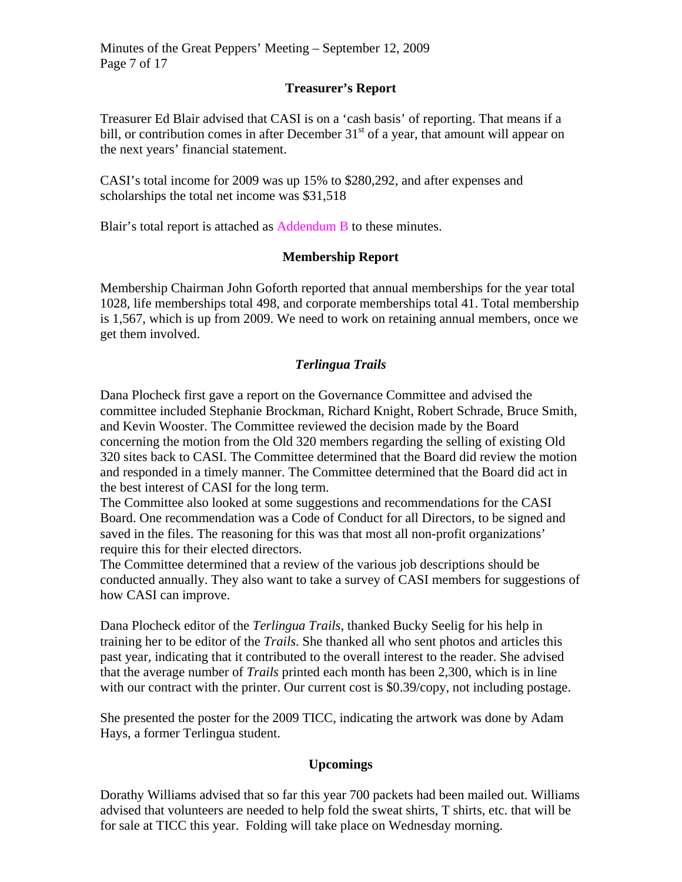## Treasurer's Report

Treasurer Ed Blair advised that CASI is on a 'cash basis' of reporting. That means if a bill, or contribution comes in after December 31st of a year, that amount will appear on the next years' financial statement.

CASI's total income for 2009 was up 15% to $280,292, and after expenses and scholarships the total net income was $31,518

Blair's total report is attached as Addendum B to these minutes.

## Membership Report

Membership Chairman John Goforth reported that annual memberships for the year total 1028, life memberships total 498, and corporate memberships total 41. Total membership is 1,567, which is up from 2009. We need to work on retaining annual members, once we get them involved.

## *Terlingua Trails*

Dana Plocheck first gave a report on the Governance Committee and advised the committee included Stephanie Brockman, Richard Knight, Robert Schrade, Bruce Smith, and Kevin Wooster. The Committee reviewed the decision made by the Board concerning the motion from the Old 320 members regarding the selling of existing Old 320 sites back to CASI. The Committee determined that the Board did review the motion and responded in a timely manner. The Committee determined that the Board did act in the best interest of CASI for the long term.
The Committee also looked at some suggestions and recommendations for the CASI Board. One recommendation was a Code of Conduct for all Directors, to be signed and saved in the files. The reasoning for this was that most all non-profit organizations' require this for their elected directors.
The Committee determined that a review of the various job descriptions should be conducted annually. They also want to take a survey of CASI members for suggestions of how CASI can improve.

Dana Plocheck editor of the *Terlingua Trails*, thanked Bucky Seelig for his help in training her to be editor of the *Trails*. She thanked all who sent photos and articles this past year, indicating that it contributed to the overall interest to the reader. She advised that the average number of *Trails* printed each month has been 2,300, which is in line with our contract with the printer. Our current cost is $0.39/copy, not including postage.

She presented the poster for the 2009 TICC, indicating the artwork was done by Adam Hays, a former Terlingua student.

## Upcomings

Dorathy Williams advised that so far this year 700 packets had been mailed out. Williams advised that volunteers are needed to help fold the sweat shirts, T shirts, etc. that will be for sale at TICC this year. Folding will take place on Wednesday morning.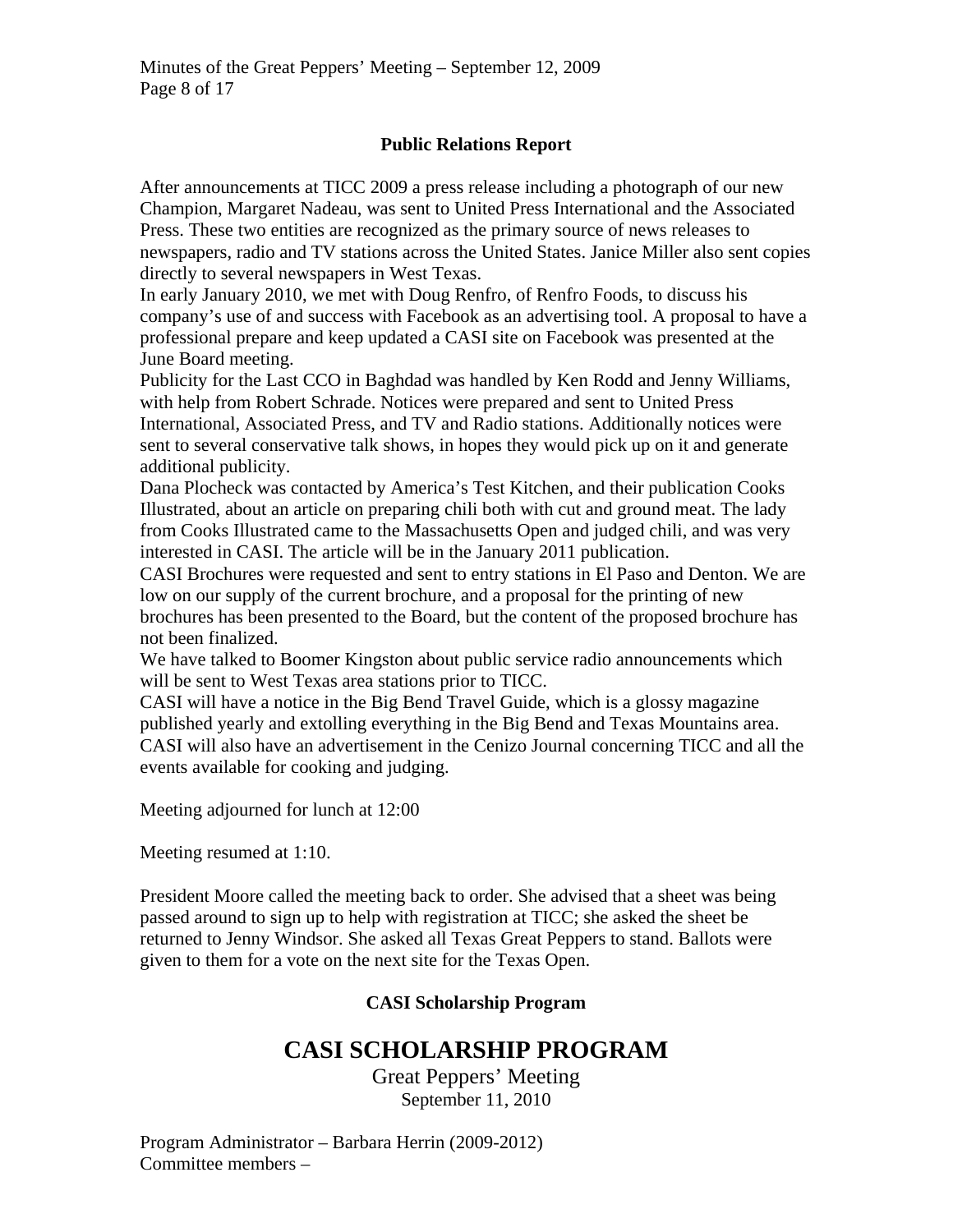### Public Relations Report

After announcements at TICC 2009 a press release including a photograph of our new Champion, Margaret Nadeau, was sent to United Press International and the Associated Press. These two entities are recognized as the primary source of news releases to newspapers, radio and TV stations across the United States. Janice Miller also sent copies directly to several newspapers in West Texas.

In early January 2010, we met with Doug Renfro, of Renfro Foods, to discuss his company's use of and success with Facebook as an advertising tool. A proposal to have a professional prepare and keep updated a CASI site on Facebook was presented at the June Board meeting.

Publicity for the Last CCO in Baghdad was handled by Ken Rodd and Jenny Williams, with help from Robert Schrade. Notices were prepared and sent to United Press International, Associated Press, and TV and Radio stations. Additionally notices were sent to several conservative talk shows, in hopes they would pick up on it and generate additional publicity.

Dana Plocheck was contacted by America's Test Kitchen, and their publication Cooks Illustrated, about an article on preparing chili both with cut and ground meat. The lady from Cooks Illustrated came to the Massachusetts Open and judged chili, and was very interested in CASI. The article will be in the January 2011 publication.

CASI Brochures were requested and sent to entry stations in El Paso and Denton. We are low on our supply of the current brochure, and a proposal for the printing of new brochures has been presented to the Board, but the content of the proposed brochure has not been finalized.

We have talked to Boomer Kingston about public service radio announcements which will be sent to West Texas area stations prior to TICC.

CASI will have a notice in the Big Bend Travel Guide, which is a glossy magazine published yearly and extolling everything in the Big Bend and Texas Mountains area.

CASI will also have an advertisement in the Cenizo Journal concerning TICC and all the events available for cooking and judging.

Meeting adjourned for lunch at 12:00

Meeting resumed at 1:10.

President Moore called the meeting back to order. She advised that a sheet was being passed around to sign up to help with registration at TICC; she asked the sheet be returned to Jenny Windsor. She asked all Texas Great Peppers to stand. Ballots were given to them for a vote on the next site for the Texas Open.

### CASI Scholarship Program

# CASI SCHOLARSHIP PROGRAM

Great Peppers' Meeting
September 11, 2010

Program Administrator – Barbara Herrin (2009-2012)
Committee members –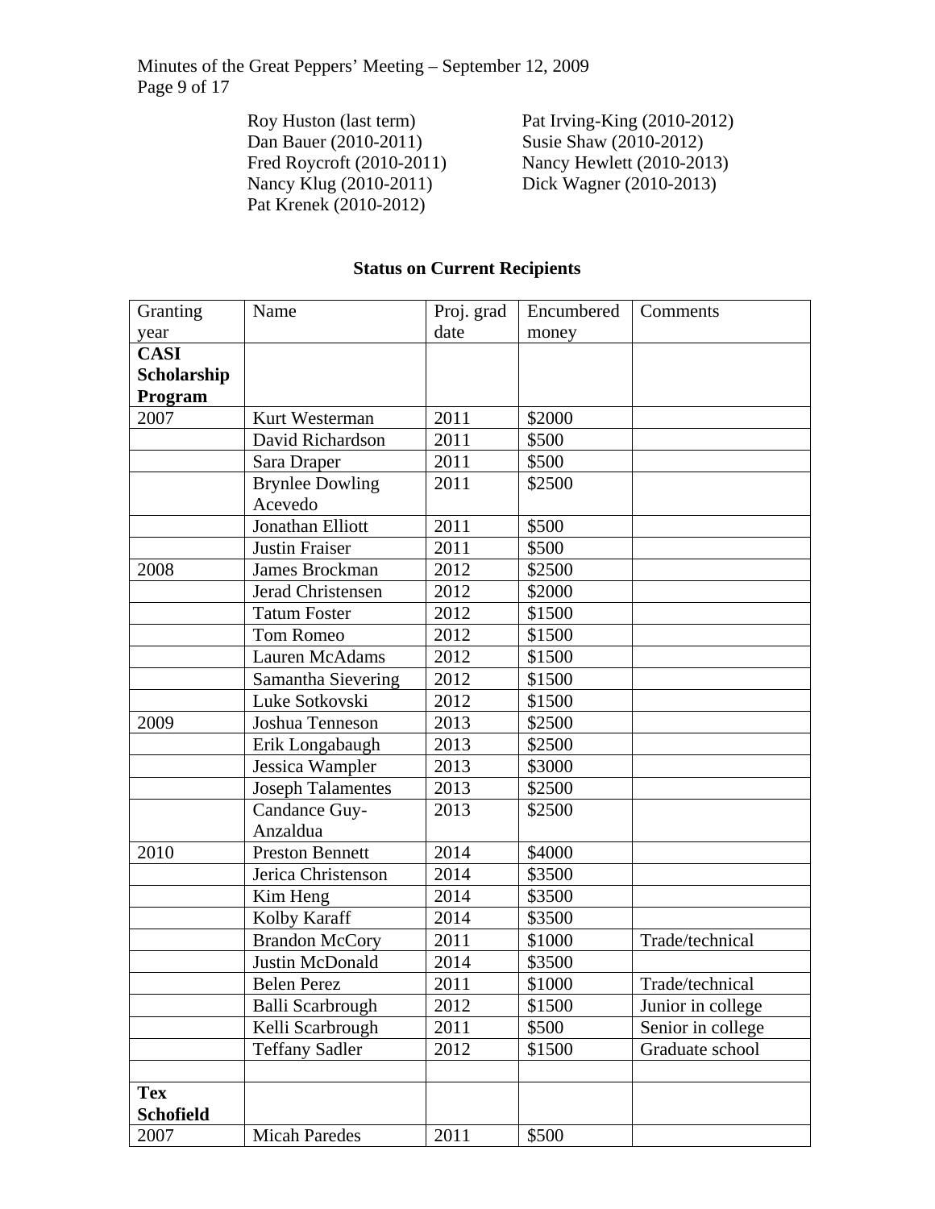Roy Huston (last term)
Dan Bauer (2010-2011)
Fred Roycroft (2010-2011)
Nancy Klug (2010-2011)
Pat Krenek (2010-2012)
Pat Irving-King (2010-2012)
Susie Shaw (2010-2012)
Nancy Hewlett (2010-2013)
Dick Wagner (2010-2013)

**Status on Current Recipients**

| Granting year | Name | Proj. grad date | Encumbered money | Comments |
|---|---|---|---|---|
| **CASI Scholarship Program** | | | | |
| 2007 | Kurt Westerman | 2011 | $2000 | |
| | David Richardson | 2011 | $500 | |
| | Sara Draper | 2011 | $500 | |
| | Brynlee Dowling Acevedo | 2011 | $2500 | |
| | Jonathan Elliott | 2011 | $500 | |
| | Justin Fraiser | 2011 | $500 | |
| 2008 | James Brockman | 2012 | $2500 | |
| | Jerad Christensen | 2012 | $2000 | |
| | Tatum Foster | 2012 | $1500 | |
| | Tom Romeo | 2012 | $1500 | |
| | Lauren McAdams | 2012 | $1500 | |
| | Samantha Sievering | 2012 | $1500 | |
| | Luke Sotkovski | 2012 | $1500 | |
| 2009 | Joshua Tenneson | 2013 | $2500 | |
| | Erik Longabaugh | 2013 | $2500 | |
| | Jessica Wampler | 2013 | $3000 | |
| | Joseph Talamentes | 2013 | $2500 | |
| | Candance Guy-Anzaldua | 2013 | $2500 | |
| 2010 | Preston Bennett | 2014 | $4000 | |
| | Jerica Christenson | 2014 | $3500 | |
| | Kim Heng | 2014 | $3500 | |
| | Kolby Karaff | 2014 | $3500 | |
| | Brandon McCory | 2011 | $1000 | Trade/technical |
| | Justin McDonald | 2014 | $3500 | |
| | Belen Perez | 2011 | $1000 | Trade/technical |
| | Balli Scarbrough | 2012 | $1500 | Junior in college |
| | Kelli Scarbrough | 2011 | $500 | Senior in college |
| | Teffany Sadler | 2012 | $1500 | Graduate school |
| | | | | |
| **Tex Schofield** | | | | |
| 2007 | Micah Paredes | 2011 | $500 | |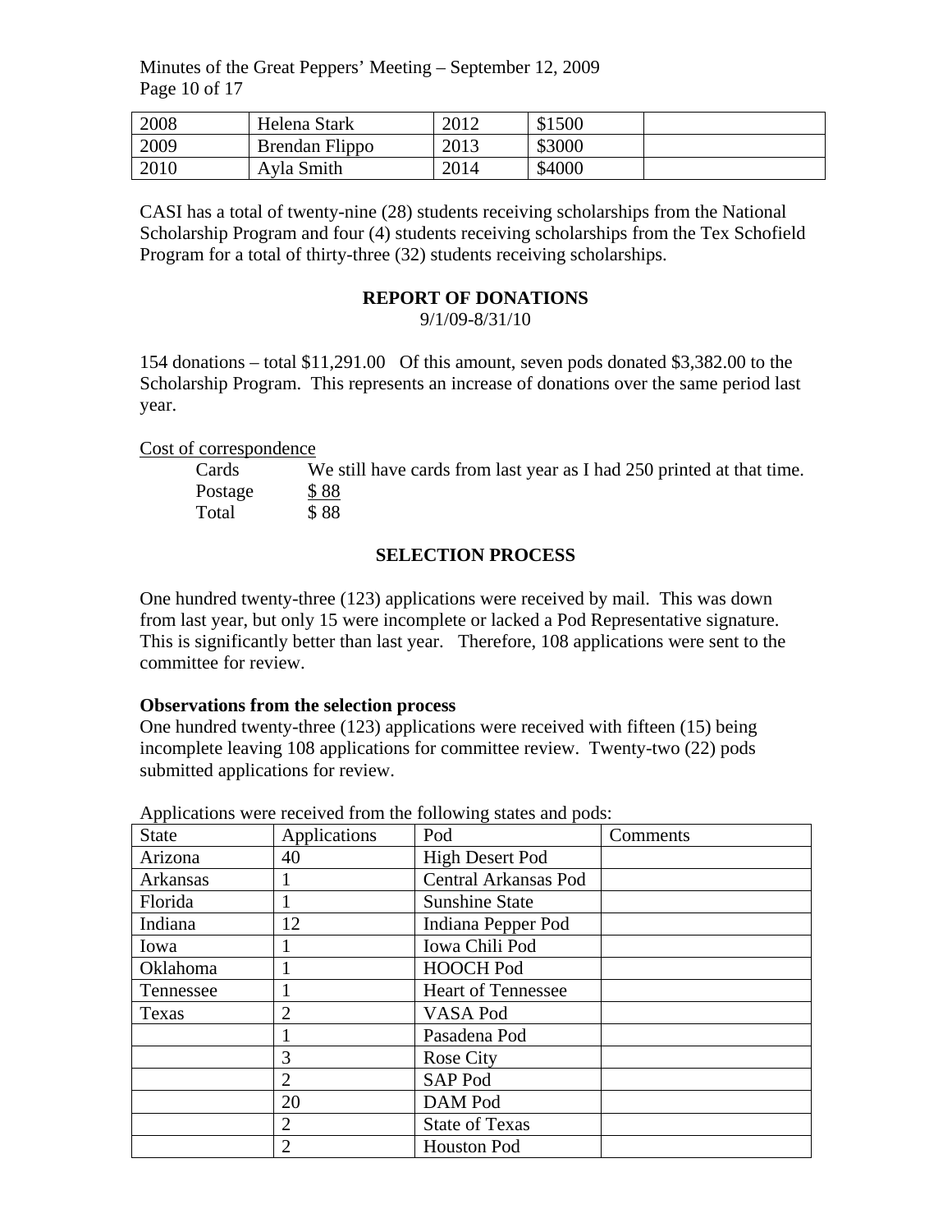| 2008 | Helena Stark | 2012 | $1500 | |
|---|---|---|---|---|
| 2009 | Brendan Flippo | 2013 | $3000 | |
| 2010 | Ayla Smith | 2014 | $4000 | |

CASI has a total of twenty-nine (28) students receiving scholarships from the National Scholarship Program and four (4) students receiving scholarships from the Tex Schofield Program for a total of thirty-three (32) students receiving scholarships.

## REPORT OF DONATIONS

9/1/09-8/31/10

154 donations – total $11,291.00 Of this amount, seven pods donated $3,382.00 to the Scholarship Program. This represents an increase of donations over the same period last year.

Cost of correspondence

| | |
|---|---|
| Cards | We still have cards from last year as I had 250 printed at that time. |
| Postage | $ 88 |
| Total | $ 88 |

## SELECTION PROCESS

One hundred twenty-three (123) applications were received by mail. This was down from last year, but only 15 were incomplete or lacked a Pod Representative signature. This is significantly better than last year. Therefore, 108 applications were sent to the committee for review.

**Observations from the selection process**

One hundred twenty-three (123) applications were received with fifteen (15) being incomplete leaving 108 applications for committee review. Twenty-two (22) pods submitted applications for review.

Applications were received from the following states and pods:

| State | Applications | Pod | Comments |
|---|---|---|---|
| Arizona | 40 | High Desert Pod | |
| Arkansas | 1 | Central Arkansas Pod | |
| Florida | 1 | Sunshine State | |
| Indiana | 12 | Indiana Pepper Pod | |
| Iowa | 1 | Iowa Chili Pod | |
| Oklahoma | 1 | HOOCH Pod | |
| Tennessee | 1 | Heart of Tennessee | |
| Texas | 2 | VASA Pod | |
| | 1 | Pasadena Pod | |
| | 3 | Rose City | |
| | 2 | SAP Pod | |
| | 20 | DAM Pod | |
| | 2 | State of Texas | |
| | 2 | Houston Pod | |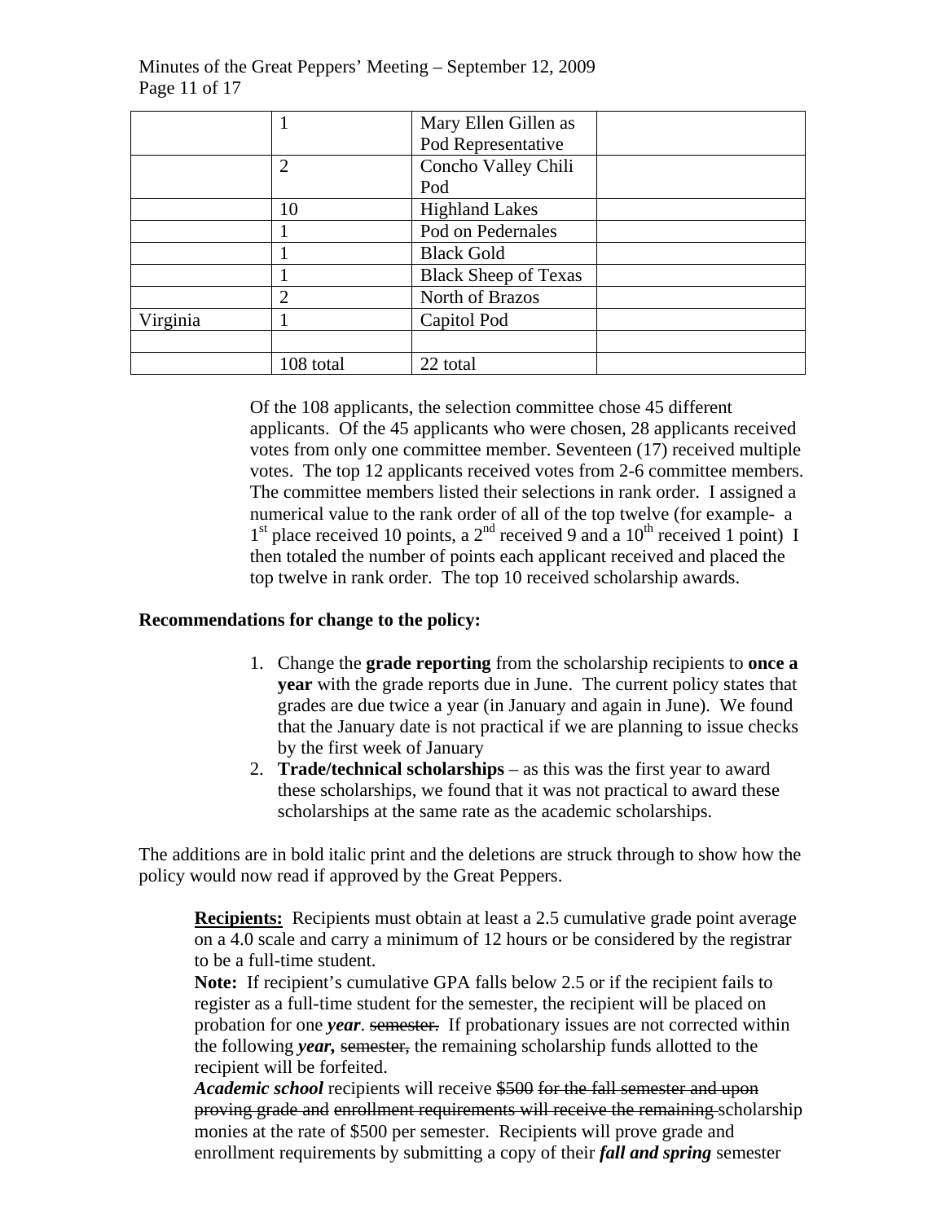| | | | |
|---|---|---|---|
| | 1 | Mary Ellen Gillen as Pod Representative | |
| | 2 | Concho Valley Chili Pod | |
| | 10 | Highland Lakes | |
| | 1 | Pod on Pedernales | |
| | 1 | Black Gold | |
| | 1 | Black Sheep of Texas | |
| | 2 | North of Brazos | |
| Virginia | 1 | Capitol Pod | |
| | | | |
| | 108 total | 22 total | |

Of the 108 applicants, the selection committee chose 45 different applicants. Of the 45 applicants who were chosen, 28 applicants received votes from only one committee member. Seventeen (17) received multiple votes. The top 12 applicants received votes from 2-6 committee members. The committee members listed their selections in rank order. I assigned a numerical value to the rank order of all of the top twelve (for example- a 1st place received 10 points, a 2nd received 9 and a 10th received 1 point) I then totaled the number of points each applicant received and placed the top twelve in rank order. The top 10 received scholarship awards.

**Recommendations for change to the policy:**

1. Change the **grade reporting** from the scholarship recipients to **once a year** with the grade reports due in June. The current policy states that grades are due twice a year (in January and again in June). We found that the January date is not practical if we are planning to issue checks by the first week of January
2. **Trade/technical scholarships** – as this was the first year to award these scholarships, we found that it was not practical to award these scholarships at the same rate as the academic scholarships.

The additions are in bold italic print and the deletions are struck through to show how the policy would now read if approved by the Great Peppers.

> **Recipients:** Recipients must obtain at least a 2.5 cumulative grade point average on a 4.0 scale and carry a minimum of 12 hours or be considered by the registrar to be a full-time student.
>
> **Note:** If recipient's cumulative GPA falls below 2.5 or if the recipient fails to register as a full-time student for the semester, the recipient will be placed on probation for one ***year***. ~~semester.~~ If probationary issues are not corrected within the following ***year,*** ~~semester,~~ the remaining scholarship funds allotted to the recipient will be forfeited.
>
> ***Academic school*** recipients will receive ~~\$500 for the fall semester and upon proving grade and enrollment requirements will receive the remaining~~ scholarship monies at the rate of \$500 per semester. Recipients will prove grade and enrollment requirements by submitting a copy of their ***fall and spring*** semester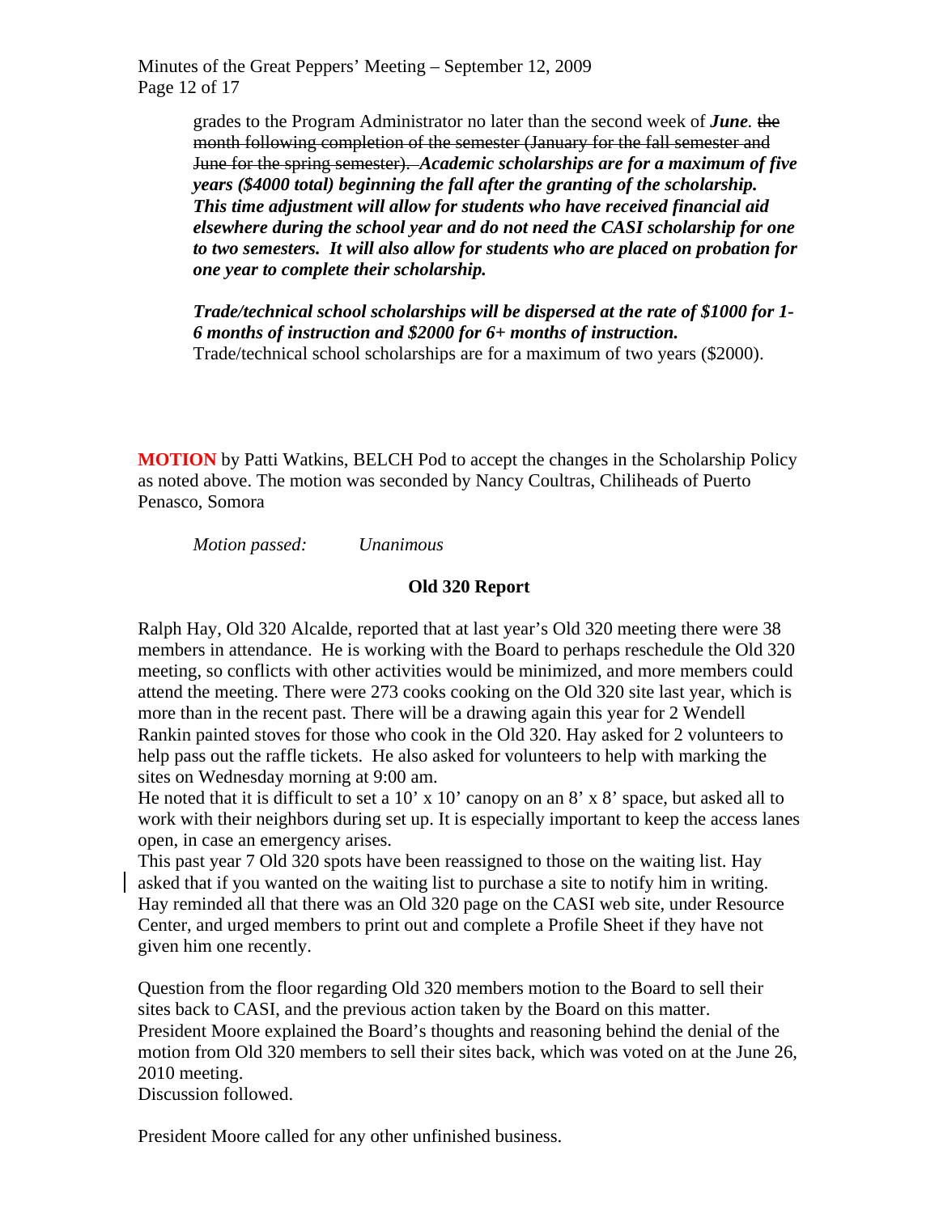grades to the Program Administrator no later than the second week of ***June***. ~~the month following completion of the semester (January for the fall semester and June for the spring semester).~~ ***Academic scholarships are for a maximum of five years ($4000 total) beginning the fall after the granting of the scholarship. This time adjustment will allow for students who have received financial aid elsewhere during the school year and do not need the CASI scholarship for one to two semesters. It will also allow for students who are placed on probation for one year to complete their scholarship.***

***Trade/technical school scholarships will be dispersed at the rate of $1000 for 1-6 months of instruction and $2000 for 6+ months of instruction.*** Trade/technical school scholarships are for a maximum of two years ($2000).

**MOTION** by Patti Watkins, BELCH Pod to accept the changes in the Scholarship Policy as noted above. The motion was seconded by Nancy Coultras, Chiliheads of Puerto Penasco, Somora

*Motion passed: Unanimous*

**Old 320 Report**

Ralph Hay, Old 320 Alcalde, reported that at last year's Old 320 meeting there were 38 members in attendance. He is working with the Board to perhaps reschedule the Old 320 meeting, so conflicts with other activities would be minimized, and more members could attend the meeting. There were 273 cooks cooking on the Old 320 site last year, which is more than in the recent past. There will be a drawing again this year for 2 Wendell Rankin painted stoves for those who cook in the Old 320. Hay asked for 2 volunteers to help pass out the raffle tickets. He also asked for volunteers to help with marking the sites on Wednesday morning at 9:00 am.
He noted that it is difficult to set a 10' x 10' canopy on an 8' x 8' space, but asked all to work with their neighbors during set up. It is especially important to keep the access lanes open, in case an emergency arises.
This past year 7 Old 320 spots have been reassigned to those on the waiting list. Hay asked that if you wanted on the waiting list to purchase a site to notify him in writing. Hay reminded all that there was an Old 320 page on the CASI web site, under Resource Center, and urged members to print out and complete a Profile Sheet if they have not given him one recently.

Question from the floor regarding Old 320 members motion to the Board to sell their sites back to CASI, and the previous action taken by the Board on this matter.
President Moore explained the Board's thoughts and reasoning behind the denial of the motion from Old 320 members to sell their sites back, which was voted on at the June 26, 2010 meeting.
Discussion followed.

President Moore called for any other unfinished business.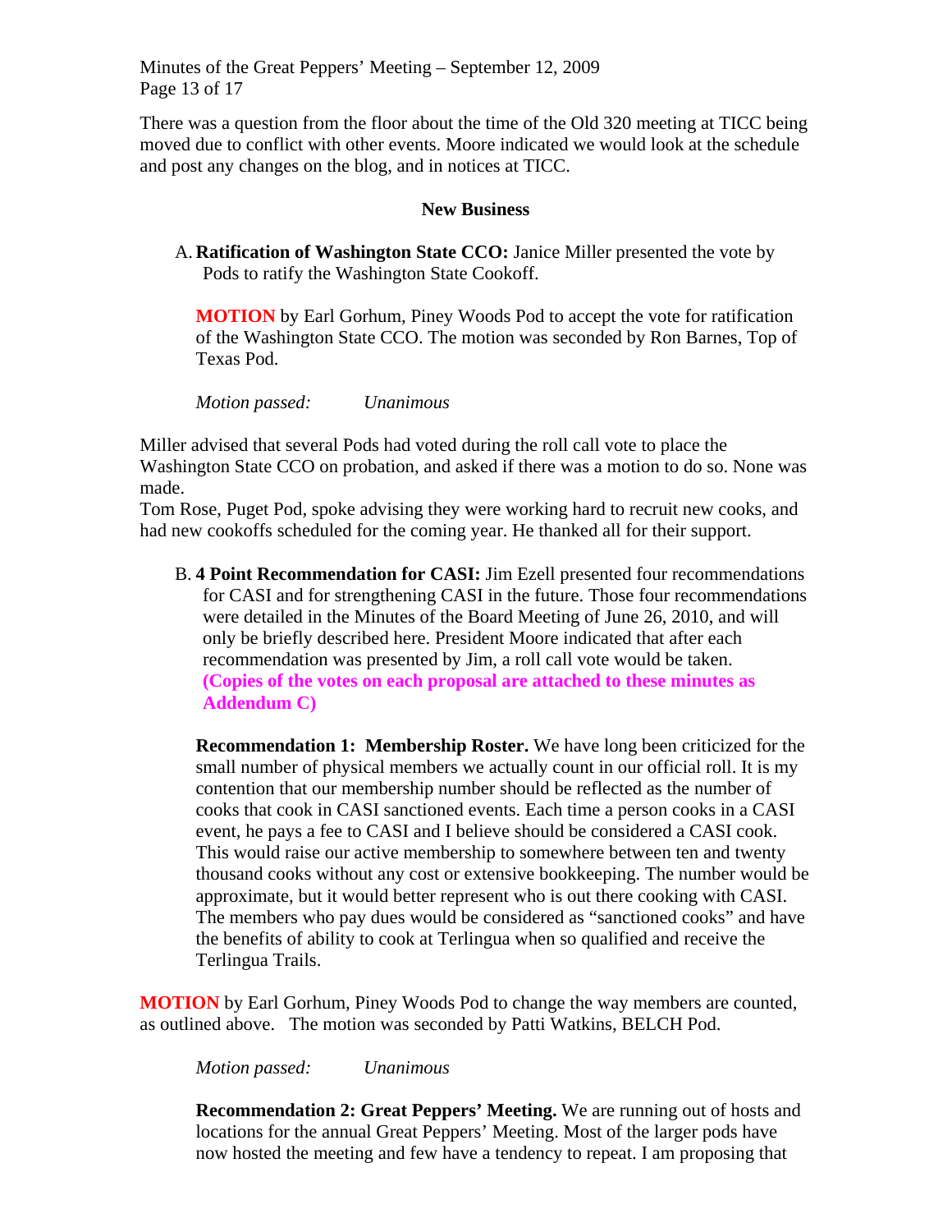There was a question from the floor about the time of the Old 320 meeting at TICC being moved due to conflict with other events. Moore indicated we would look at the schedule and post any changes on the blog, and in notices at TICC.

## New Business

A. **Ratification of Washington State CCO:** Janice Miller presented the vote by Pods to ratify the Washington State Cookoff.

**MOTION** by Earl Gorhum, Piney Woods Pod to accept the vote for ratification of the Washington State CCO. The motion was seconded by Ron Barnes, Top of Texas Pod.

*Motion passed: Unanimous*

Miller advised that several Pods had voted during the roll call vote to place the Washington State CCO on probation, and asked if there was a motion to do so. None was made.

Tom Rose, Puget Pod, spoke advising they were working hard to recruit new cooks, and had new cookoffs scheduled for the coming year. He thanked all for their support.

B. **4 Point Recommendation for CASI:** Jim Ezell presented four recommendations for CASI and for strengthening CASI in the future. Those four recommendations were detailed in the Minutes of the Board Meeting of June 26, 2010, and will only be briefly described here. President Moore indicated that after each recommendation was presented by Jim, a roll call vote would be taken. **(Copies of the votes on each proposal are attached to these minutes as Addendum C)**

**Recommendation 1: Membership Roster.** We have long been criticized for the small number of physical members we actually count in our official roll. It is my contention that our membership number should be reflected as the number of cooks that cook in CASI sanctioned events. Each time a person cooks in a CASI event, he pays a fee to CASI and I believe should be considered a CASI cook. This would raise our active membership to somewhere between ten and twenty thousand cooks without any cost or extensive bookkeeping. The number would be approximate, but it would better represent who is out there cooking with CASI. The members who pay dues would be considered as "sanctioned cooks" and have the benefits of ability to cook at Terlingua when so qualified and receive the Terlingua Trails.

**MOTION** by Earl Gorhum, Piney Woods Pod to change the way members are counted, as outlined above. The motion was seconded by Patti Watkins, BELCH Pod.

*Motion passed: Unanimous*

**Recommendation 2: Great Peppers' Meeting.** We are running out of hosts and locations for the annual Great Peppers' Meeting. Most of the larger pods have now hosted the meeting and few have a tendency to repeat. I am proposing that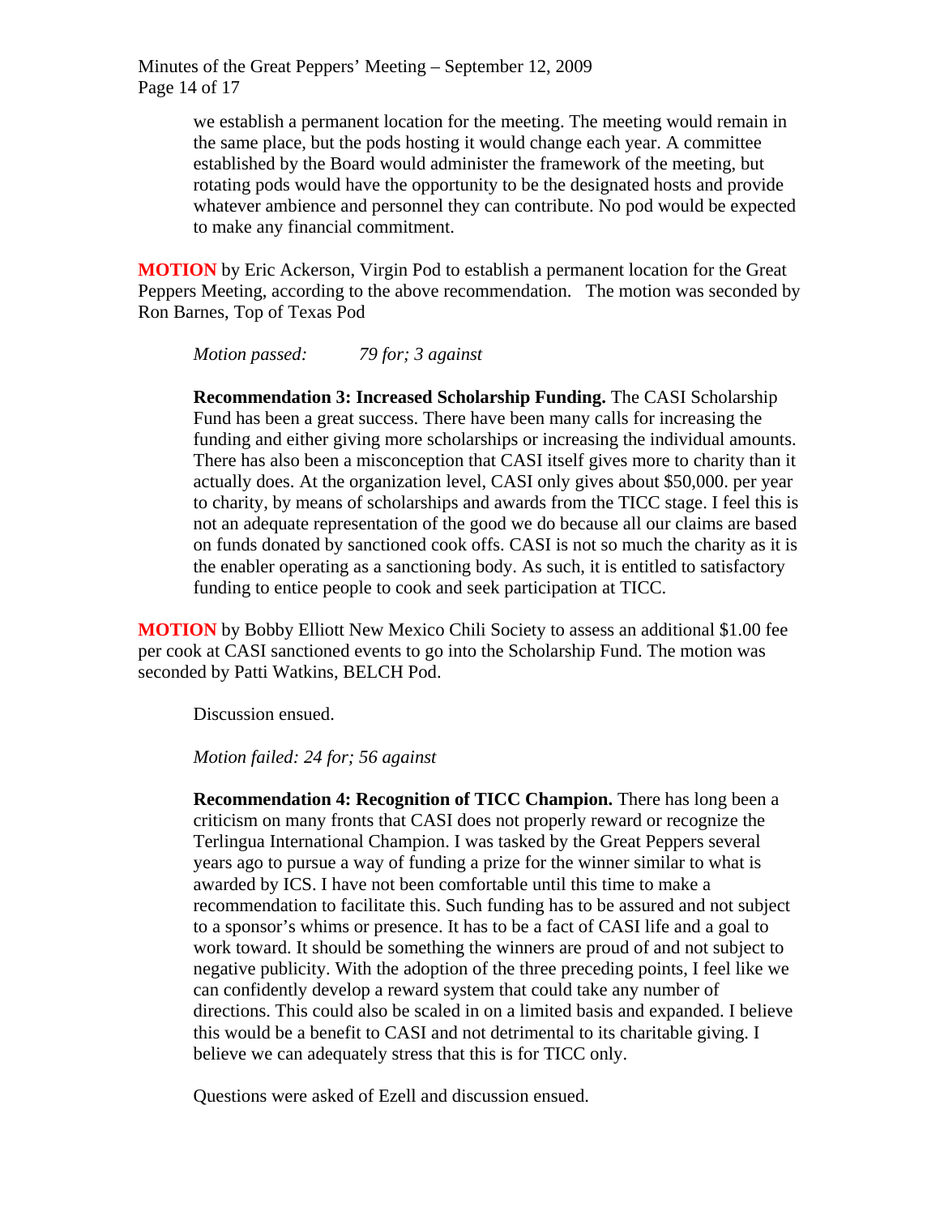we establish a permanent location for the meeting. The meeting would remain in the same place, but the pods hosting it would change each year. A committee established by the Board would administer the framework of the meeting, but rotating pods would have the opportunity to be the designated hosts and provide whatever ambience and personnel they can contribute. No pod would be expected to make any financial commitment.

**MOTION** by Eric Ackerson, Virgin Pod to establish a permanent location for the Great Peppers Meeting, according to the above recommendation. The motion was seconded by Ron Barnes, Top of Texas Pod

*Motion passed: 79 for; 3 against*

**Recommendation 3: Increased Scholarship Funding.** The CASI Scholarship Fund has been a great success. There have been many calls for increasing the funding and either giving more scholarships or increasing the individual amounts. There has also been a misconception that CASI itself gives more to charity than it actually does. At the organization level, CASI only gives about $50,000. per year to charity, by means of scholarships and awards from the TICC stage. I feel this is not an adequate representation of the good we do because all our claims are based on funds donated by sanctioned cook offs. CASI is not so much the charity as it is the enabler operating as a sanctioning body. As such, it is entitled to satisfactory funding to entice people to cook and seek participation at TICC.

**MOTION** by Bobby Elliott New Mexico Chili Society to assess an additional $1.00 fee per cook at CASI sanctioned events to go into the Scholarship Fund. The motion was seconded by Patti Watkins, BELCH Pod.

Discussion ensued.

*Motion failed: 24 for; 56 against*

**Recommendation 4: Recognition of TICC Champion.** There has long been a criticism on many fronts that CASI does not properly reward or recognize the Terlingua International Champion. I was tasked by the Great Peppers several years ago to pursue a way of funding a prize for the winner similar to what is awarded by ICS. I have not been comfortable until this time to make a recommendation to facilitate this. Such funding has to be assured and not subject to a sponsor's whims or presence. It has to be a fact of CASI life and a goal to work toward. It should be something the winners are proud of and not subject to negative publicity. With the adoption of the three preceding points, I feel like we can confidently develop a reward system that could take any number of directions. This could also be scaled in on a limited basis and expanded. I believe this would be a benefit to CASI and not detrimental to its charitable giving. I believe we can adequately stress that this is for TICC only.

Questions were asked of Ezell and discussion ensued.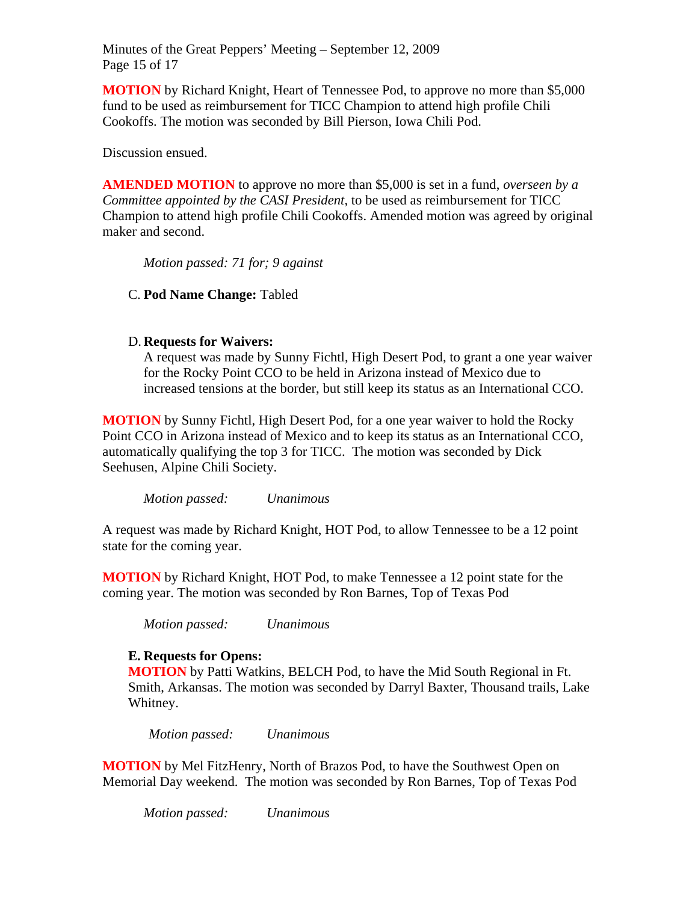**MOTION** by Richard Knight, Heart of Tennessee Pod, to approve no more than $5,000 fund to be used as reimbursement for TICC Champion to attend high profile Chili Cookoffs. The motion was seconded by Bill Pierson, Iowa Chili Pod.

Discussion ensued.

**AMENDED MOTION** to approve no more than $5,000 is set in a fund, *overseen by a Committee appointed by the CASI President*, to be used as reimbursement for TICC Champion to attend high profile Chili Cookoffs. Amended motion was agreed by original maker and second.

*Motion passed: 71 for; 9 against*

C. **Pod Name Change:** Tabled

D. **Requests for Waivers:**
A request was made by Sunny Fichtl, High Desert Pod, to grant a one year waiver for the Rocky Point CCO to be held in Arizona instead of Mexico due to increased tensions at the border, but still keep its status as an International CCO.

**MOTION** by Sunny Fichtl, High Desert Pod, for a one year waiver to hold the Rocky Point CCO in Arizona instead of Mexico and to keep its status as an International CCO, automatically qualifying the top 3 for TICC. The motion was seconded by Dick Seehusen, Alpine Chili Society.

*Motion passed: Unanimous*

A request was made by Richard Knight, HOT Pod, to allow Tennessee to be a 12 point state for the coming year.

**MOTION** by Richard Knight, HOT Pod, to make Tennessee a 12 point state for the coming year. The motion was seconded by Ron Barnes, Top of Texas Pod

*Motion passed: Unanimous*

**E. Requests for Opens:**
**MOTION** by Patti Watkins, BELCH Pod, to have the Mid South Regional in Ft. Smith, Arkansas. The motion was seconded by Darryl Baxter, Thousand trails, Lake Whitney.

*Motion passed: Unanimous*

**MOTION** by Mel FitzHenry, North of Brazos Pod, to have the Southwest Open on Memorial Day weekend. The motion was seconded by Ron Barnes, Top of Texas Pod

*Motion passed: Unanimous*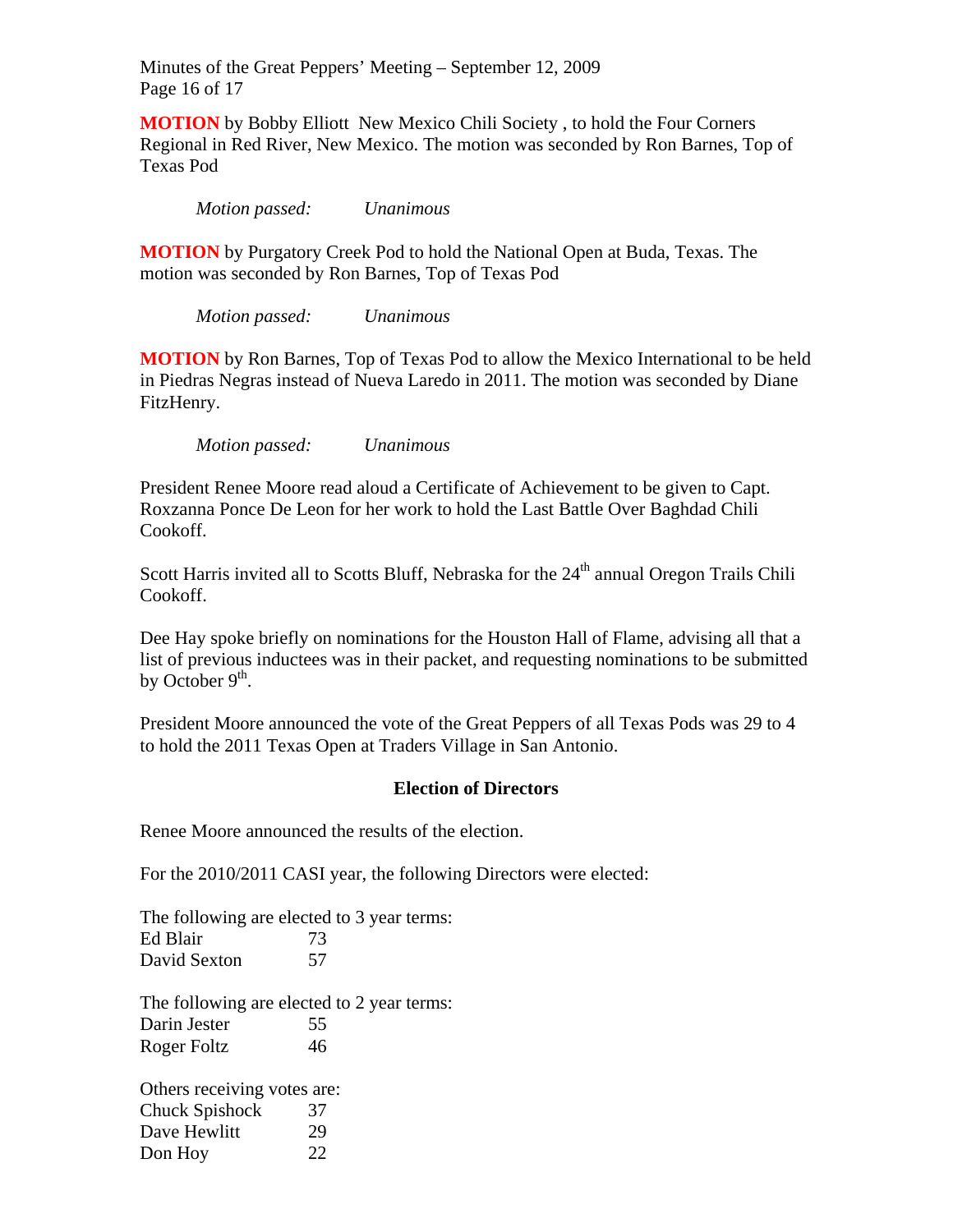**MOTION** by Bobby Elliott New Mexico Chili Society , to hold the Four Corners Regional in Red River, New Mexico. The motion was seconded by Ron Barnes, Top of Texas Pod

*Motion passed: Unanimous*

**MOTION** by Purgatory Creek Pod to hold the National Open at Buda, Texas. The motion was seconded by Ron Barnes, Top of Texas Pod

*Motion passed: Unanimous*

**MOTION** by Ron Barnes, Top of Texas Pod to allow the Mexico International to be held in Piedras Negras instead of Nueva Laredo in 2011. The motion was seconded by Diane FitzHenry.

*Motion passed: Unanimous*

President Renee Moore read aloud a Certificate of Achievement to be given to Capt. Roxzanna Ponce De Leon for her work to hold the Last Battle Over Baghdad Chili Cookoff.

Scott Harris invited all to Scotts Bluff, Nebraska for the 24th annual Oregon Trails Chili Cookoff.

Dee Hay spoke briefly on nominations for the Houston Hall of Flame, advising all that a list of previous inductees was in their packet, and requesting nominations to be submitted by October 9th.

President Moore announced the vote of the Great Peppers of all Texas Pods was 29 to 4 to hold the 2011 Texas Open at Traders Village in San Antonio.

## Election of Directors

Renee Moore announced the results of the election.

For the 2010/2011 CASI year, the following Directors were elected:

The following are elected to 3 year terms:
Ed Blair 73
David Sexton 57

The following are elected to 2 year terms:
Darin Jester 55
Roger Foltz 46

Others receiving votes are:
Chuck Spishock 37
Dave Hewlitt 29
Don Hoy 22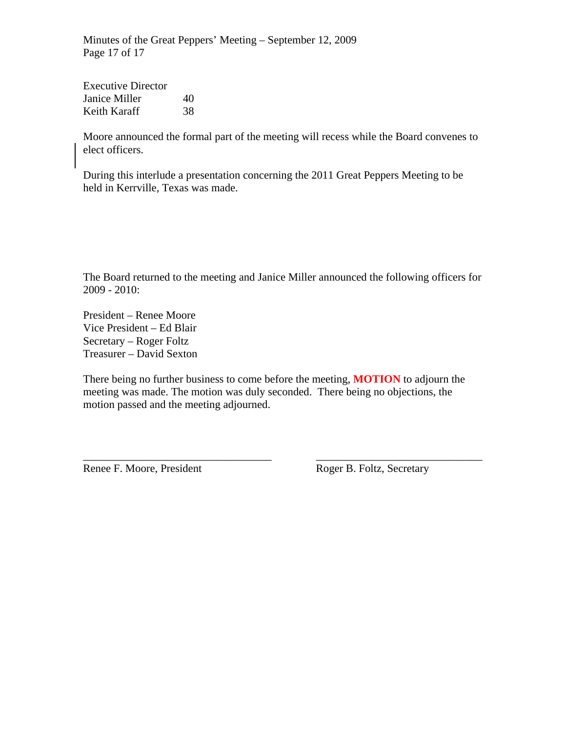Executive Director

| | |
|---|---|
| Janice Miller | 40 |
| Keith Karaff | 38 |

Moore announced the formal part of the meeting will recess while the Board convenes to elect officers.

During this interlude a presentation concerning the 2011 Great Peppers Meeting to be held in Kerrville, Texas was made.

The Board returned to the meeting and Janice Miller announced the following officers for 2009 - 2010:

President – Renee Moore
Vice President – Ed Blair
Secretary – Roger Foltz
Treasurer – David Sexton

There being no further business to come before the meeting, **MOTION** to adjourn the meeting was made. The motion was duly seconded. There being no objections, the motion passed and the meeting adjourned.

\_\_\_\_\_\_\_\_\_\_\_\_\_\_\_\_\_\_\_\_\_\_\_\_\_\_\_\_\_\_\_\_\_\_\_
Renee F. Moore, President

\_\_\_\_\_\_\_\_\_\_\_\_\_\_\_\_\_\_\_\_\_\_\_\_\_\_\_\_\_\_\_\_\_\_\_
Roger B. Foltz, Secretary